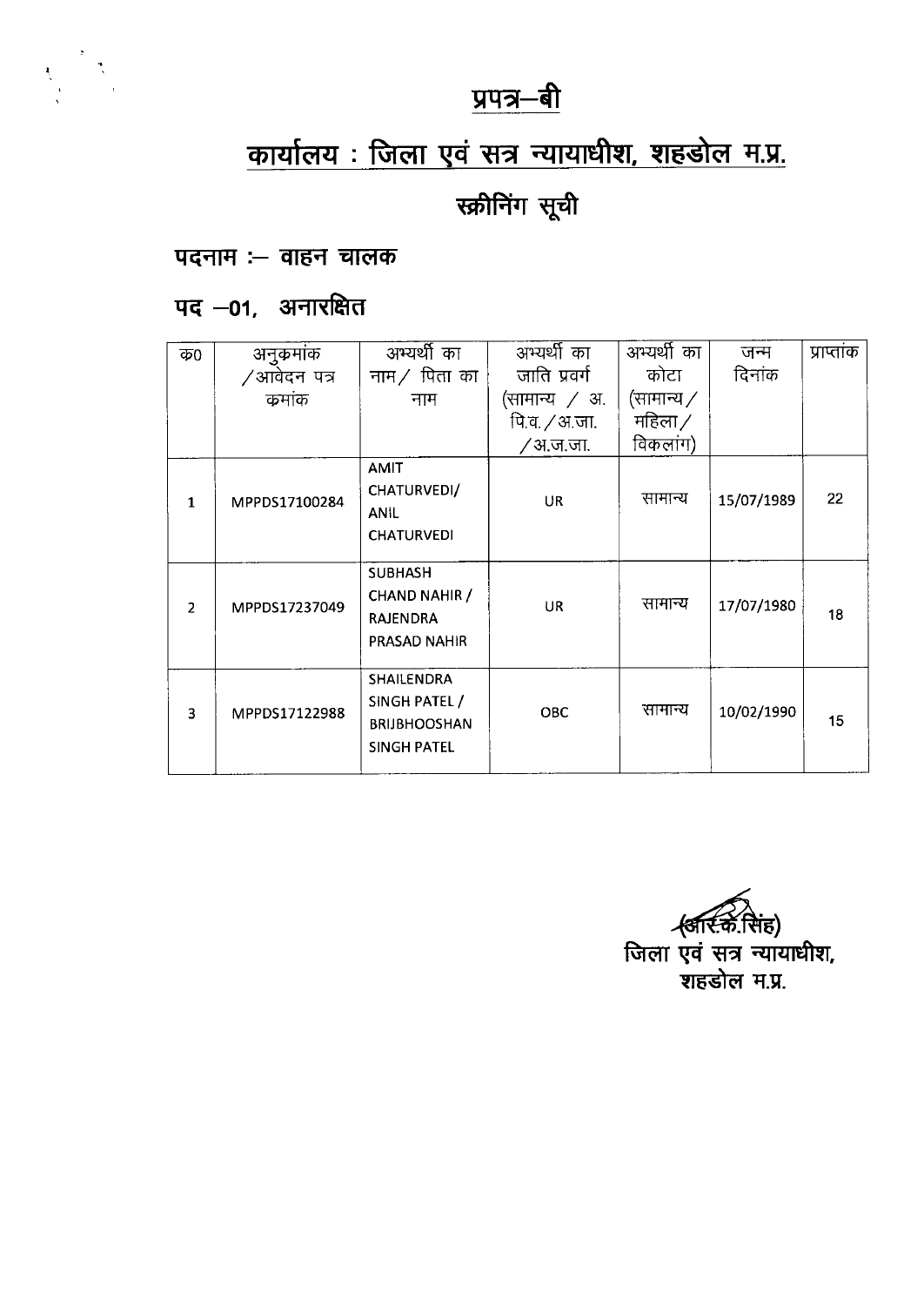# प्रपत्र–बी

## कार्यालय : जिला एवं सत्र न्यायाधीश, शहडोल म.प्र.

## स्क्रीनिंग सूची

### पदनाम :– वाहन चालक

### पद –01, अनारक्षित

| क0 | अनुक्रमांक /आवेदन पत्र क्रमांक | अभ्यर्थी का नाम / पिता का नाम | अभ्यर्थी का जाति प्रवर्ग (सामान्य / अ. पि.व. /अ.जा. /अ.ज.जा. | अभ्यर्थी का कोटा (सामान्य / महिला / विकलांग) | जन्म दिनांक | प्राप्तांक |
|---|---|---|---|---|---|---|
| 1 | MPPDS17100284 | AMIT CHATURVEDI/ ANIL CHATURVEDI | UR | सामान्य | 15/07/1989 | 22 |
| 2 | MPPDS17237049 | SUBHASH CHAND NAHIR / RAJENDRA PRASAD NAHIR | UR | सामान्य | 17/07/1980 | 18 |
| 3 | MPPDS17122988 | SHAILENDRA SINGH PATEL / BRIJBHOOSHAN SINGH PATEL | OBC | सामान्य | 10/02/1990 | 15 |

(आर.के.सिंह)
जिला एवं सत्र न्यायाधीश,
शहडोल म.प्र.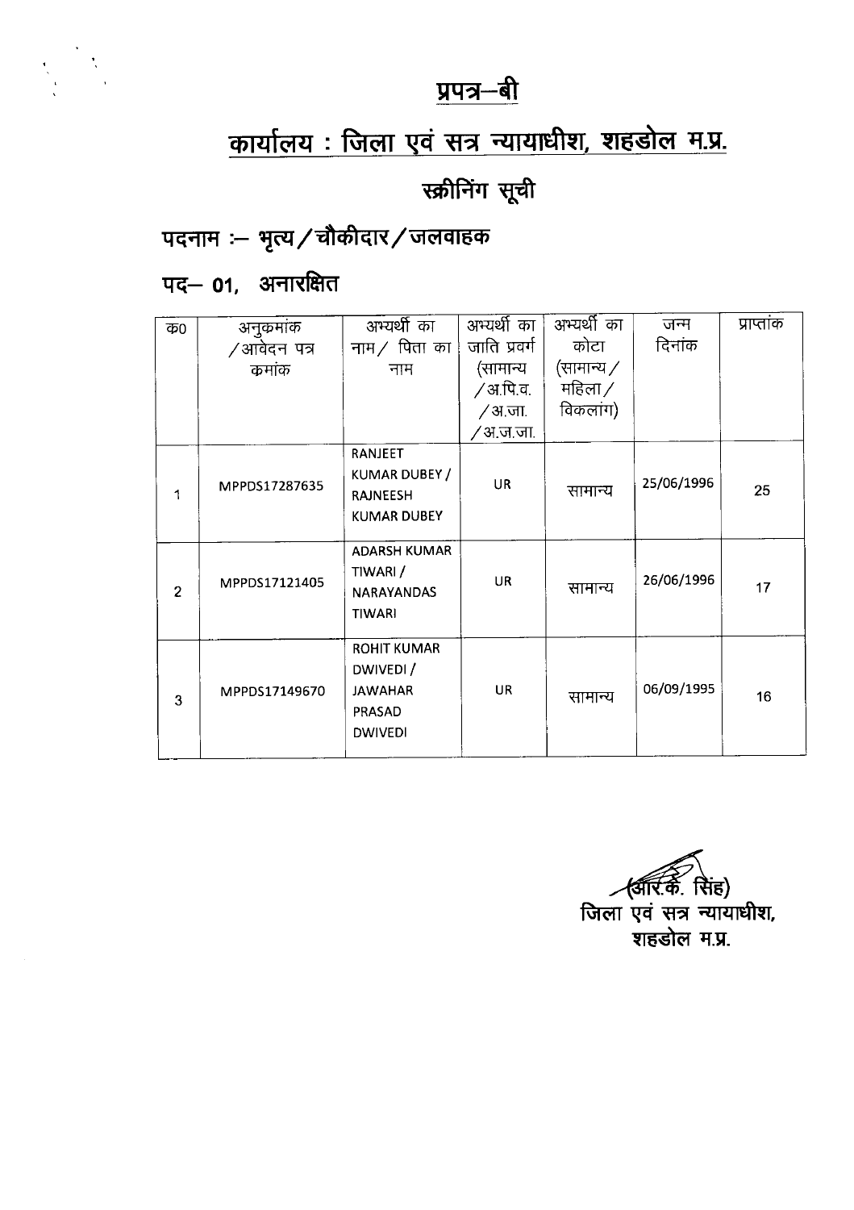# प्रपत्र–बी

## कार्यालय : जिला एवं सत्र न्यायाधीश, शहडोल म.प्र.

### स्क्रीनिंग सूची

**पदनाम :– भृत्य/चौकीदार/जलवाहक**

**पद– 01, अनारक्षित**

| क0 | अनुक्रमांक /आवेदन पत्र क्रमांक | अभ्यर्थी का नाम/ पिता का नाम | अभ्यर्थी का जाति प्रवर्ग (सामान्य /अ.पि.व. /अ.जा. /अ.ज.जा. | अभ्यर्थी का कोटा (सामान्य/ महिला/ विकलांग) | जन्म दिनांक | प्राप्तांक |
|---|---|---|---|---|---|---|
| 1 | MPPDS17287635 | RANJEET KUMAR DUBEY / RAJNEESH KUMAR DUBEY | UR | सामान्य | 25/06/1996 | 25 |
| 2 | MPPDS17121405 | ADARSH KUMAR TIWARI / NARAYANDAS TIWARI | UR | सामान्य | 26/06/1996 | 17 |
| 3 | MPPDS17149670 | ROHIT KUMAR DWIVEDI / JAWAHAR PRASAD DWIVEDI | UR | सामान्य | 06/09/1995 | 16 |

(आर.के. सिंह)
जिला एवं सत्र न्यायाधीश,
शहडोल म.प्र.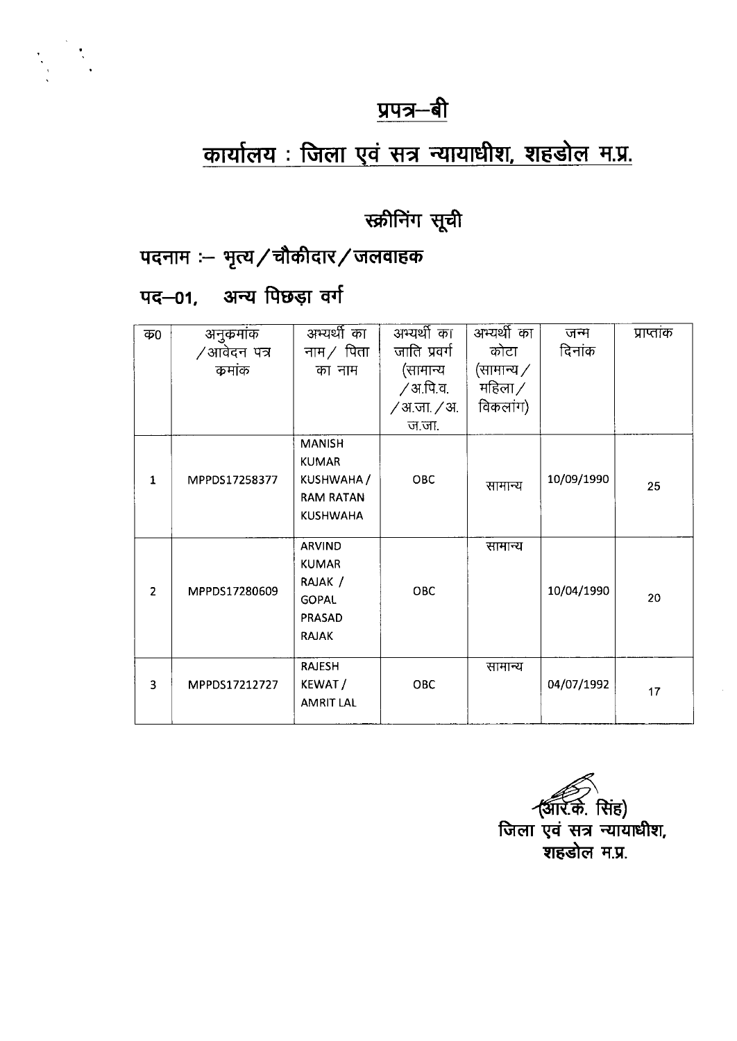## प्रपत्र–बी

# कार्यालय : जिला एवं सत्र न्यायाधीश, शहडोल म.प्र.

## स्क्रीनिंग सूची

### पदनाम :– भृत्य/चौकीदार/जलवाहक

### पद–01, अन्य पिछड़ा वर्ग

| क0 | अनुक्रमांक /आवेदन पत्र क्रमांक | अभ्यर्थी का नाम/ पिता का नाम | अभ्यर्थी का जाति प्रवर्ग (सामान्य /अ.पि.व. /अ.जा./अ. ज.जा. | अभ्यर्थी का कोटा (सामान्य/ महिला/ विकलांग) | जन्म दिनांक | प्राप्तांक |
|---|---|---|---|---|---|---|
| 1 | MPPDS17258377 | MANISH KUMAR KUSHWAHA / RAM RATAN KUSHWAHA | OBC | सामान्य | 10/09/1990 | 25 |
| 2 | MPPDS17280609 | ARVIND KUMAR RAJAK / GOPAL PRASAD RAJAK | OBC | सामान्य | 10/04/1990 | 20 |
| 3 | MPPDS17212727 | RAJESH KEWAT / AMRIT LAL | OBC | सामान्य | 04/07/1992 | 17 |

(आर.के. सिंह)
जिला एवं सत्र न्यायाधीश,
शहडोल म.प्र.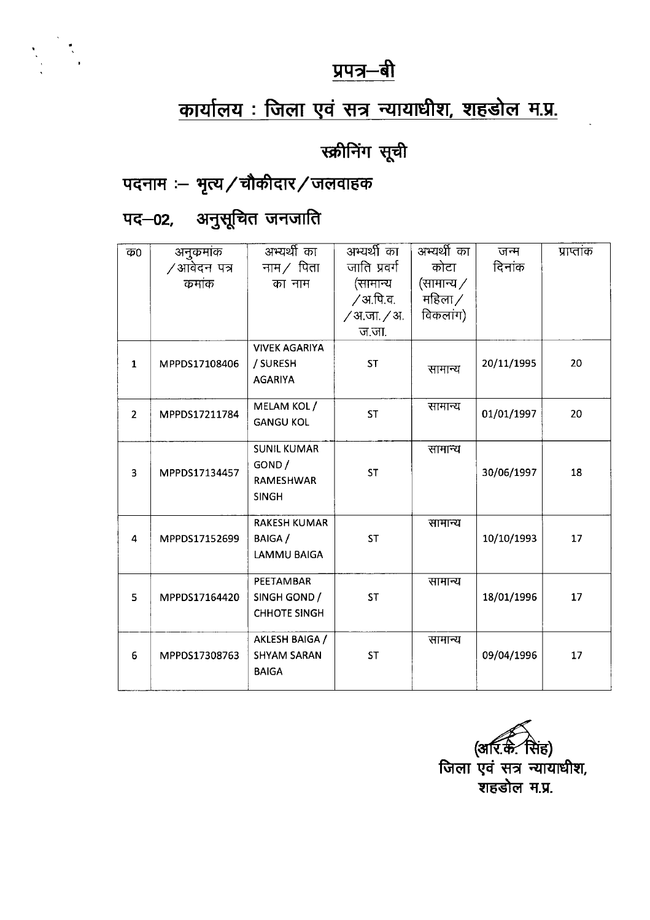# प्रपत्र–बी

## कार्यालय : जिला एवं सत्र न्यायाधीश, शहडोल म.प्र.

### स्क्रीनिंग सूची

**पदनाम :– भृत्य / चौकीदार / जलवाहक**

**पद–02, अनुसूचित जनजाति**

| क0 | अनुकमांक / आवेदन पत्र कमांक | अभ्यर्थी का नाम / पिता का नाम | अभ्यर्थी का जाति प्रवर्ग (सामान्य / अ.पि.व. / अ.जा. / अ.ज.जा. | अभ्यर्थी का कोटा (सामान्य / महिला / विकलांग) | जन्म दिनांक | प्राप्तांक |
|---|---|---|---|---|---|---|
| 1 | MPPDS17108406 | VIVEK AGARIYA / SURESH AGARIYA | ST | सामान्य | 20/11/1995 | 20 |
| 2 | MPPDS17211784 | MELAM KOL / GANGU KOL | ST | सामान्य | 01/01/1997 | 20 |
| 3 | MPPDS17134457 | SUNIL KUMAR GOND / RAMESHWAR SINGH | ST | सामान्य | 30/06/1997 | 18 |
| 4 | MPPDS17152699 | RAKESH KUMAR BAIGA / LAMMU BAIGA | ST | सामान्य | 10/10/1993 | 17 |
| 5 | MPPDS17164420 | PEETAMBAR SINGH GOND / CHHOTE SINGH | ST | सामान्य | 18/01/1996 | 17 |
| 6 | MPPDS17308763 | AKLESH BAIGA / SHYAM SARAN BAIGA | ST | सामान्य | 09/04/1996 | 17 |

(आर.के. सिंह)
जिला एवं सत्र न्यायाधीश,
शहडोल म.प्र.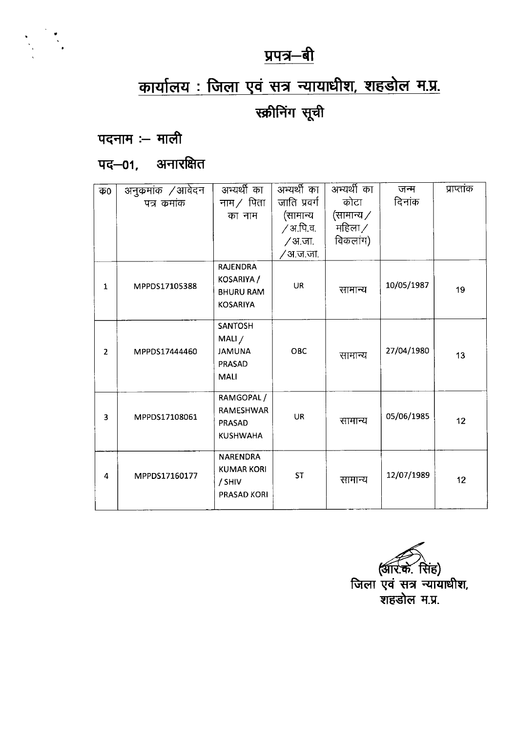## प्रपत्र–बी

# कार्यालय : जिला एवं सत्र न्यायाधीश, शहडोल म.प्र.

## स्क्रीनिंग सूची

**पदनाम :– माली**

**पद–01, अनारक्षित**

| क0 | अनुक्रमांक /आवेदन पत्र कमांक | अभ्यर्थी का नाम/ पिता का नाम | अभ्यर्थी का जाति प्रवर्ग (सामान्य /अ.पि.व. /अ.जा. /अ.ज.जा. | अभ्यर्थी का कोटा (सामान्य/ महिला/ विकलांग) | जन्म दिनांक | प्राप्तांक |
|---|---|---|---|---|---|---|
| 1 | MPPDS17105388 | RAJENDRA KOSARIYA / BHURU RAM KOSARIYA | UR | सामान्य | 10/05/1987 | 19 |
| 2 | MPPDS17444460 | SANTOSH MALI / JAMUNA PRASAD MALI | OBC | सामान्य | 27/04/1980 | 13 |
| 3 | MPPDS17108061 | RAMGOPAL / RAMESHWAR PRASAD KUSHWAHA | UR | सामान्य | 05/06/1985 | 12 |
| 4 | MPPDS17160177 | NARENDRA KUMAR KORI / SHIV PRASAD KORI | ST | सामान्य | 12/07/1989 | 12 |

(आर.के. सिंह)
जिला एवं सत्र न्यायाधीश,
शहडोल म.प्र.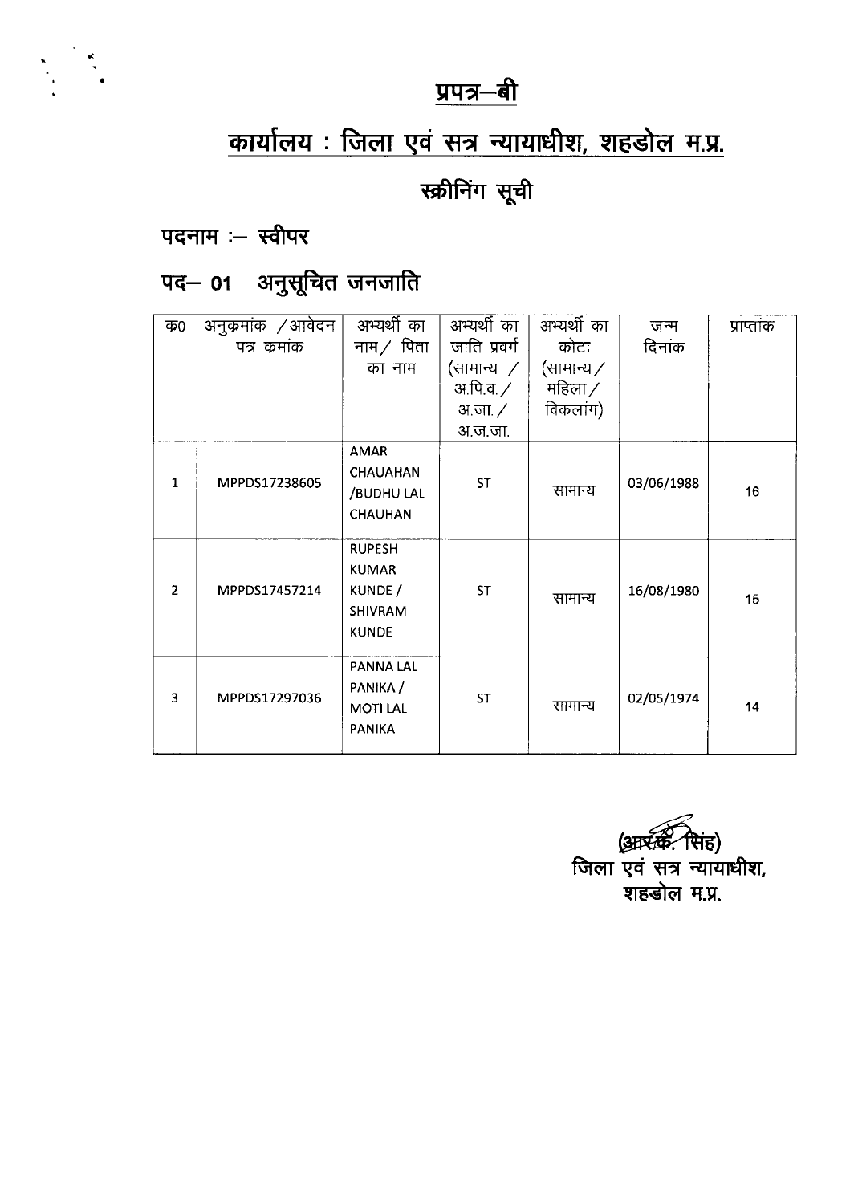# प्रपत्र–बी

## कार्यालय : जिला एवं सत्र न्यायाधीश, शहडोल म.प्र.

## स्क्रीनिंग सूची

### पदनाम :– स्वीपर

### पद– 01 अनुसूचित जनजाति

| क0 | अनुक्रमांक /आवेदन पत्र कमांक | अभ्यर्थी का नाम / पिता का नाम | अभ्यर्थी का जाति प्रवर्ग (सामान्य / अ.पि.व. / अ.जा. / अ.ज.जा. | अभ्यर्थी का कोटा (सामान्य / महिला / विकलांग) | जन्म दिनांक | प्राप्तांक |
|---|---|---|---|---|---|---|
| 1 | MPPDS17238605 | AMAR CHAUAHAN /BUDHU LAL CHAUHAN | ST | सामान्य | 03/06/1988 | 16 |
| 2 | MPPDS17457214 | RUPESH KUMAR KUNDE / SHIVRAM KUNDE | ST | सामान्य | 16/08/1980 | 15 |
| 3 | MPPDS17297036 | PANNA LAL PANIKA / MOTI LAL PANIKA | ST | सामान्य | 02/05/1974 | 14 |

(आर.के. सिंह)
जिला एवं सत्र न्यायाधीश,
शहडोल म.प्र.